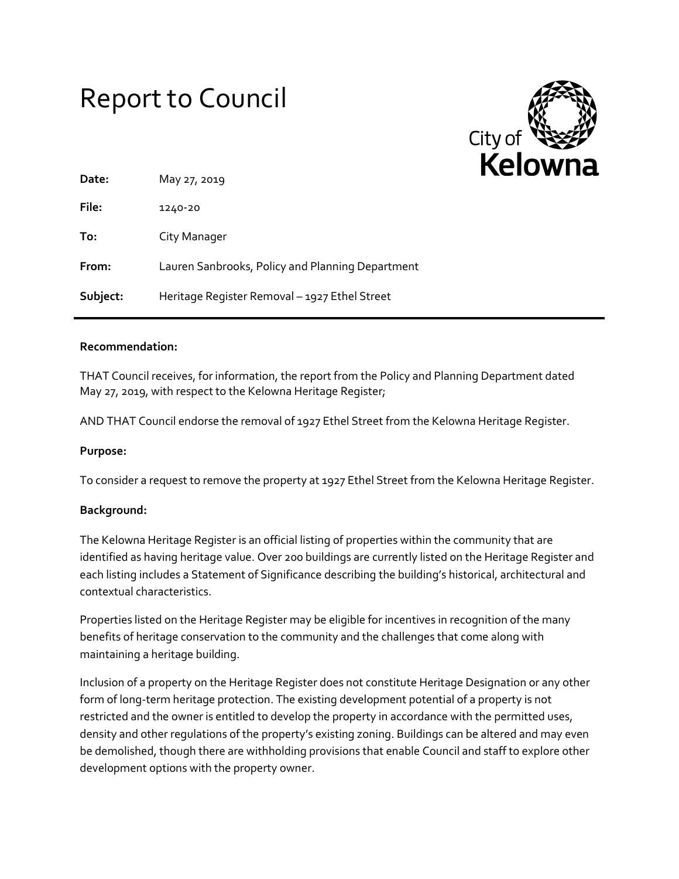# Report to Council

City of Kelowna

**Date:** May 27, 2019

**File:** 1240-20

**To:** City Manager

**From:** Lauren Sanbrooks, Policy and Planning Department

**Subject:** Heritage Register Removal – 1927 Ethel Street

---

**Recommendation:**

THAT Council receives, for information, the report from the Policy and Planning Department dated May 27, 2019, with respect to the Kelowna Heritage Register;

AND THAT Council endorse the removal of 1927 Ethel Street from the Kelowna Heritage Register.

**Purpose:**

To consider a request to remove the property at 1927 Ethel Street from the Kelowna Heritage Register.

**Background:**

The Kelowna Heritage Register is an official listing of properties within the community that are identified as having heritage value. Over 200 buildings are currently listed on the Heritage Register and each listing includes a Statement of Significance describing the building's historical, architectural and contextual characteristics.

Properties listed on the Heritage Register may be eligible for incentives in recognition of the many benefits of heritage conservation to the community and the challenges that come along with maintaining a heritage building.

Inclusion of a property on the Heritage Register does not constitute Heritage Designation or any other form of long-term heritage protection. The existing development potential of a property is not restricted and the owner is entitled to develop the property in accordance with the permitted uses, density and other regulations of the property's existing zoning. Buildings can be altered and may even be demolished, though there are withholding provisions that enable Council and staff to explore other development options with the property owner.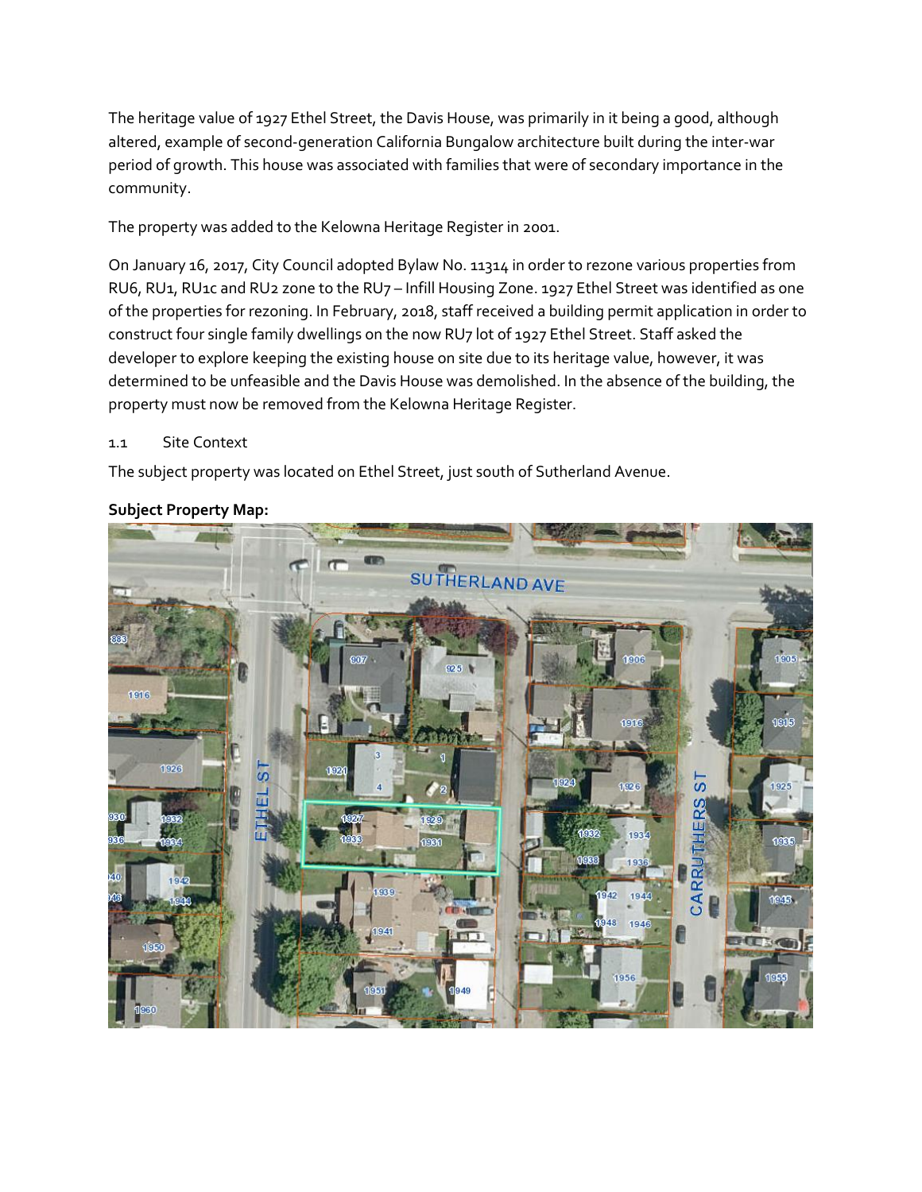The heritage value of 1927 Ethel Street, the Davis House, was primarily in it being a good, although altered, example of second-generation California Bungalow architecture built during the inter-war period of growth. This house was associated with families that were of secondary importance in the community.

The property was added to the Kelowna Heritage Register in 2001.

On January 16, 2017, City Council adopted Bylaw No. 11314 in order to rezone various properties from RU6, RU1, RU1c and RU2 zone to the RU7 – Infill Housing Zone. 1927 Ethel Street was identified as one of the properties for rezoning. In February, 2018, staff received a building permit application in order to construct four single family dwellings on the now RU7 lot of 1927 Ethel Street. Staff asked the developer to explore keeping the existing house on site due to its heritage value, however, it was determined to be unfeasible and the Davis House was demolished. In the absence of the building, the property must now be removed from the Kelowna Heritage Register.

1.1 Site Context

The subject property was located on Ethel Street, just south of Sutherland Avenue.

**Subject Property Map:**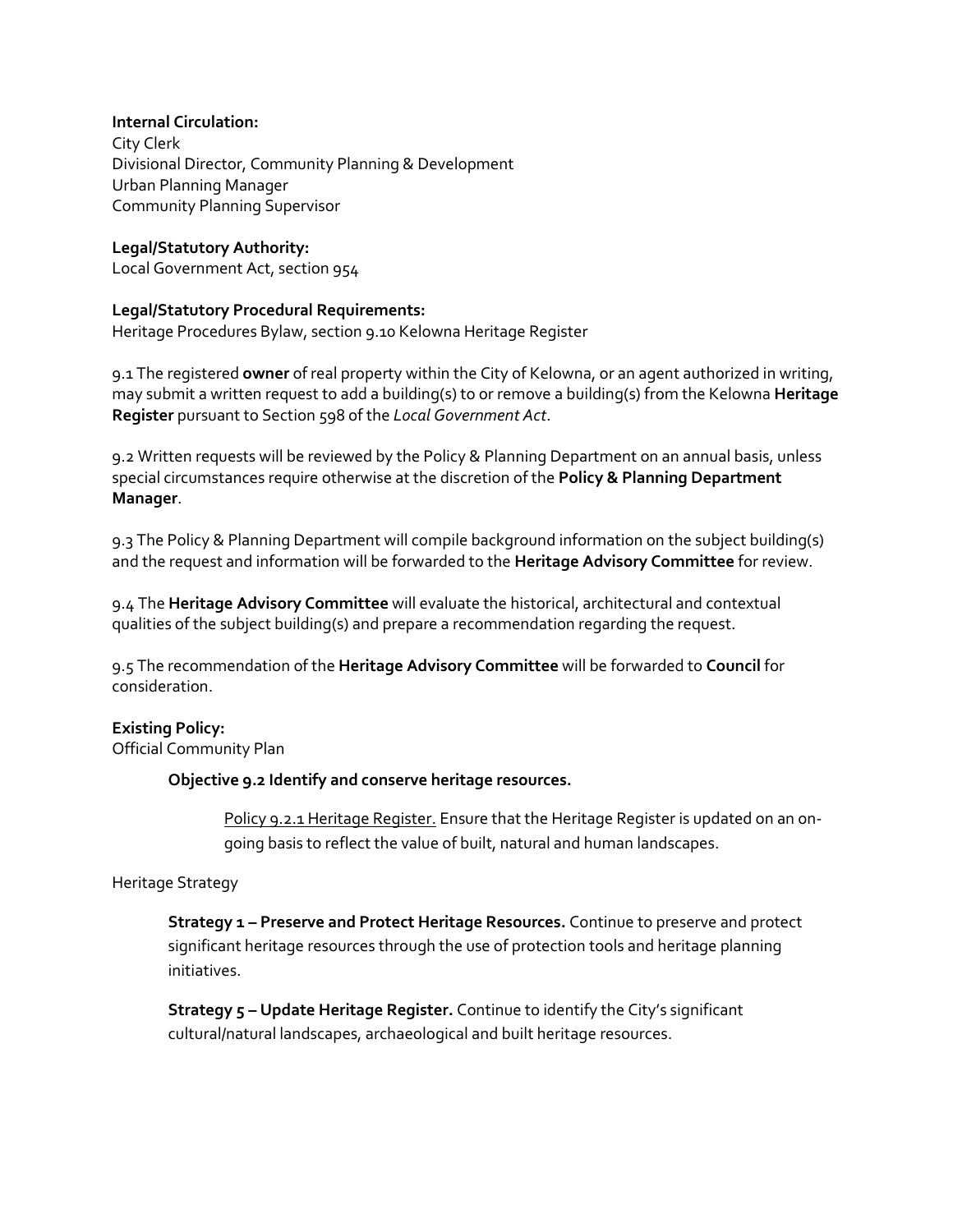**Internal Circulation:**
City Clerk
Divisional Director, Community Planning & Development
Urban Planning Manager
Community Planning Supervisor

**Legal/Statutory Authority:**
Local Government Act, section 954

**Legal/Statutory Procedural Requirements:**
Heritage Procedures Bylaw, section 9.10 Kelowna Heritage Register

9.1 The registered **owner** of real property within the City of Kelowna, or an agent authorized in writing, may submit a written request to add a building(s) to or remove a building(s) from the Kelowna **Heritage Register** pursuant to Section 598 of the *Local Government Act*.

9.2 Written requests will be reviewed by the Policy & Planning Department on an annual basis, unless special circumstances require otherwise at the discretion of the **Policy & Planning Department Manager**.

9.3 The Policy & Planning Department will compile background information on the subject building(s) and the request and information will be forwarded to the **Heritage Advisory Committee** for review.

9.4 The **Heritage Advisory Committee** will evaluate the historical, architectural and contextual qualities of the subject building(s) and prepare a recommendation regarding the request.

9.5 The recommendation of the **Heritage Advisory Committee** will be forwarded to **Council** for consideration.

**Existing Policy:**
Official Community Plan

**Objective 9.2 Identify and conserve heritage resources.**

> Policy 9.2.1 Heritage Register. Ensure that the Heritage Register is updated on an on-going basis to reflect the value of built, natural and human landscapes.

Heritage Strategy

> **Strategy 1 – Preserve and Protect Heritage Resources.** Continue to preserve and protect significant heritage resources through the use of protection tools and heritage planning initiatives.
>
> **Strategy 5 – Update Heritage Register.** Continue to identify the City's significant cultural/natural landscapes, archaeological and built heritage resources.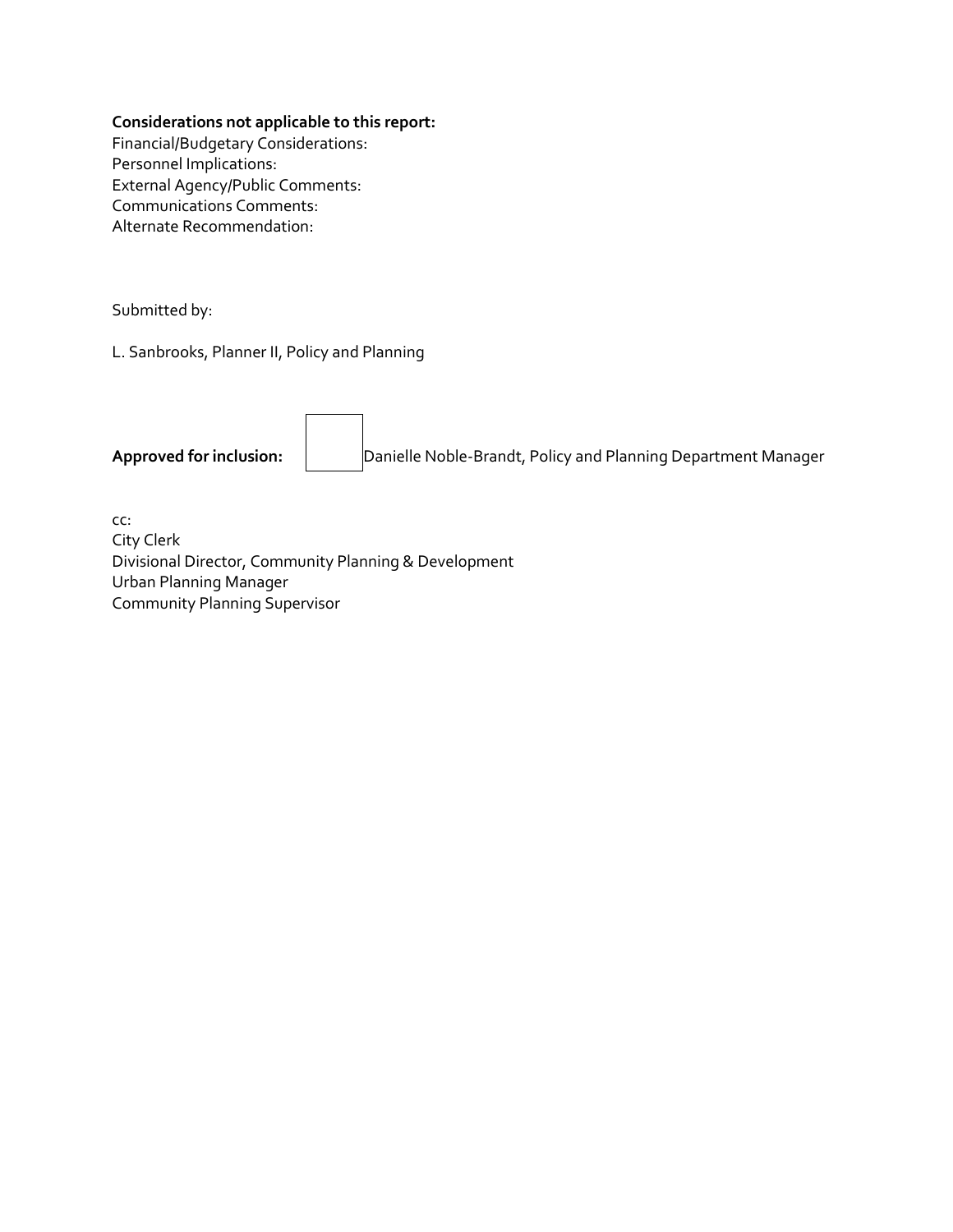**Considerations not applicable to this report:**
Financial/Budgetary Considerations:
Personnel Implications:
External Agency/Public Comments:
Communications Comments:
Alternate Recommendation:

Submitted by:

L. Sanbrooks, Planner II, Policy and Planning

**Approved for inclusion:** Danielle Noble-Brandt, Policy and Planning Department Manager

cc:
City Clerk
Divisional Director, Community Planning & Development
Urban Planning Manager
Community Planning Supervisor